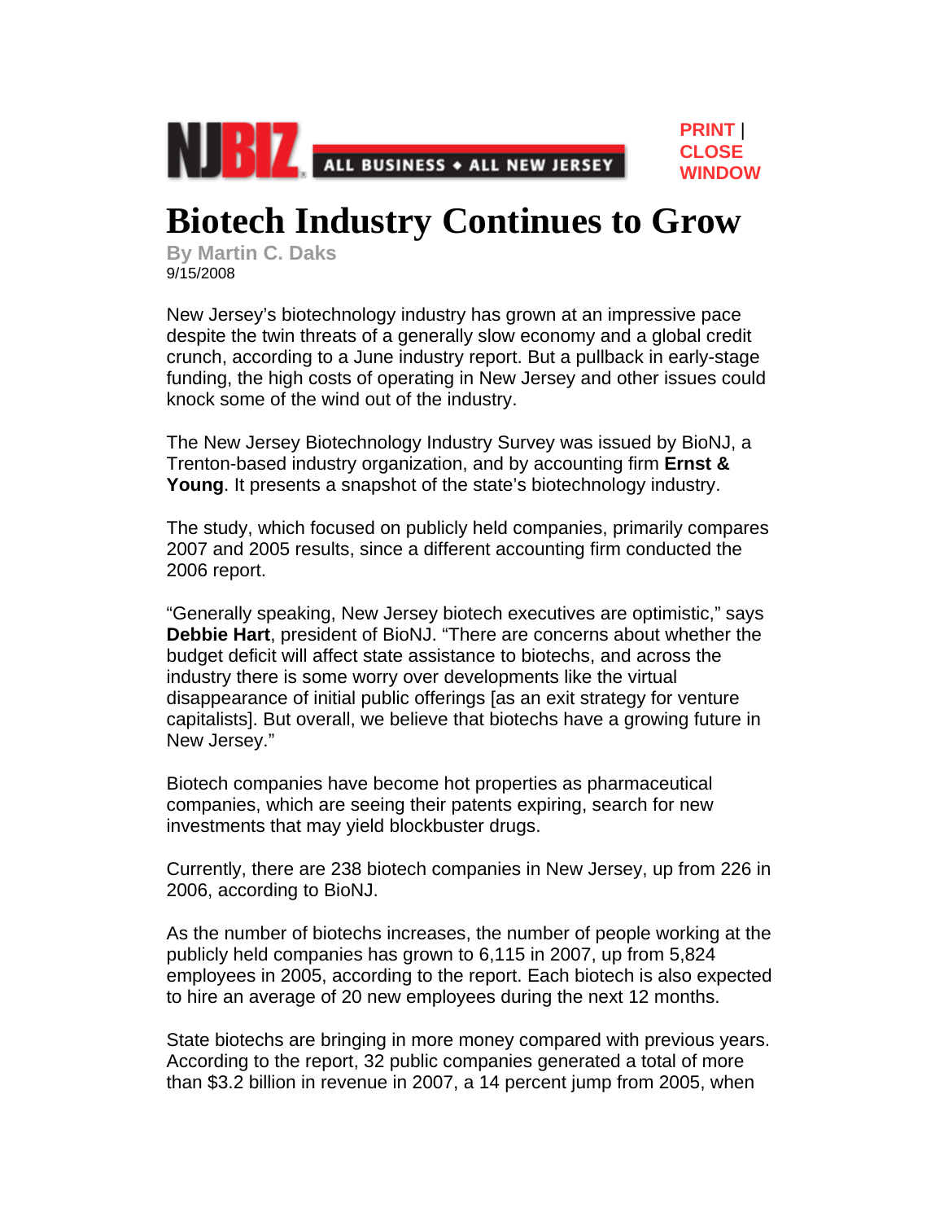NJBIZ ALL BUSINESS ◆ ALL NEW JERSEY

PRINT | CLOSE WINDOW

# Biotech Industry Continues to Grow

By Martin C. Daks
9/15/2008

New Jersey's biotechnology industry has grown at an impressive pace despite the twin threats of a generally slow economy and a global credit crunch, according to a June industry report. But a pullback in early-stage funding, the high costs of operating in New Jersey and other issues could knock some of the wind out of the industry.

The New Jersey Biotechnology Industry Survey was issued by BioNJ, a Trenton-based industry organization, and by accounting firm **Ernst & Young**. It presents a snapshot of the state's biotechnology industry.

The study, which focused on publicly held companies, primarily compares 2007 and 2005 results, since a different accounting firm conducted the 2006 report.

"Generally speaking, New Jersey biotech executives are optimistic," says **Debbie Hart**, president of BioNJ. "There are concerns about whether the budget deficit will affect state assistance to biotechs, and across the industry there is some worry over developments like the virtual disappearance of initial public offerings [as an exit strategy for venture capitalists]. But overall, we believe that biotechs have a growing future in New Jersey."

Biotech companies have become hot properties as pharmaceutical companies, which are seeing their patents expiring, search for new investments that may yield blockbuster drugs.

Currently, there are 238 biotech companies in New Jersey, up from 226 in 2006, according to BioNJ.

As the number of biotechs increases, the number of people working at the publicly held companies has grown to 6,115 in 2007, up from 5,824 employees in 2005, according to the report. Each biotech is also expected to hire an average of 20 new employees during the next 12 months.

State biotechs are bringing in more money compared with previous years. According to the report, 32 public companies generated a total of more than $3.2 billion in revenue in 2007, a 14 percent jump from 2005, when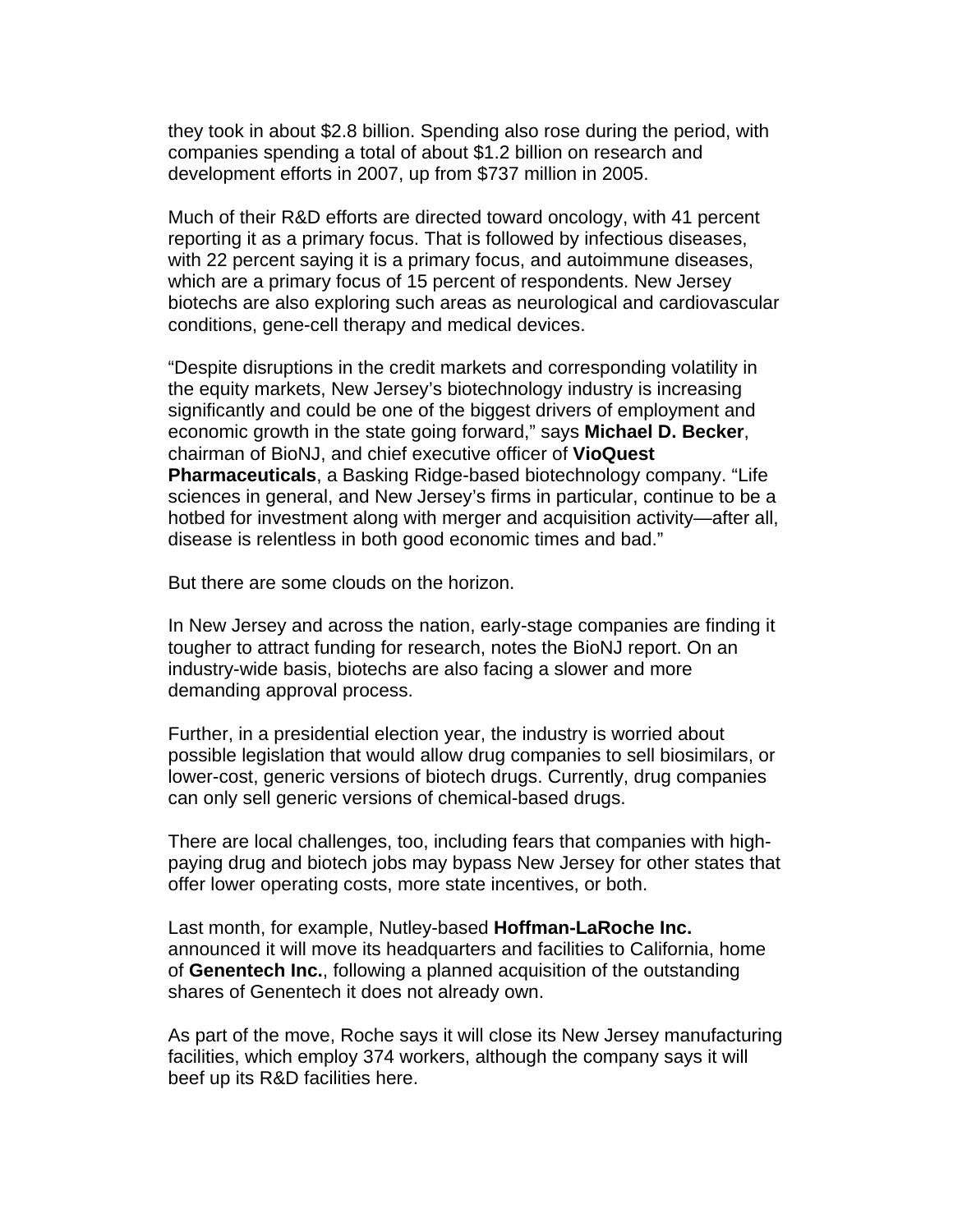they took in about $2.8 billion. Spending also rose during the period, with companies spending a total of about $1.2 billion on research and development efforts in 2007, up from $737 million in 2005.

Much of their R&D efforts are directed toward oncology, with 41 percent reporting it as a primary focus. That is followed by infectious diseases, with 22 percent saying it is a primary focus, and autoimmune diseases, which are a primary focus of 15 percent of respondents. New Jersey biotechs are also exploring such areas as neurological and cardiovascular conditions, gene-cell therapy and medical devices.

"Despite disruptions in the credit markets and corresponding volatility in the equity markets, New Jersey's biotechnology industry is increasing significantly and could be one of the biggest drivers of employment and economic growth in the state going forward," says **Michael D. Becker**, chairman of BioNJ, and chief executive officer of **VioQuest Pharmaceuticals**, a Basking Ridge-based biotechnology company. "Life sciences in general, and New Jersey's firms in particular, continue to be a hotbed for investment along with merger and acquisition activity—after all, disease is relentless in both good economic times and bad."

But there are some clouds on the horizon.

In New Jersey and across the nation, early-stage companies are finding it tougher to attract funding for research, notes the BioNJ report. On an industry-wide basis, biotechs are also facing a slower and more demanding approval process.

Further, in a presidential election year, the industry is worried about possible legislation that would allow drug companies to sell biosimilars, or lower-cost, generic versions of biotech drugs. Currently, drug companies can only sell generic versions of chemical-based drugs.

There are local challenges, too, including fears that companies with high-paying drug and biotech jobs may bypass New Jersey for other states that offer lower operating costs, more state incentives, or both.

Last month, for example, Nutley-based **Hoffman-LaRoche Inc.** announced it will move its headquarters and facilities to California, home of **Genentech Inc.**, following a planned acquisition of the outstanding shares of Genentech it does not already own.

As part of the move, Roche says it will close its New Jersey manufacturing facilities, which employ 374 workers, although the company says it will beef up its R&D facilities here.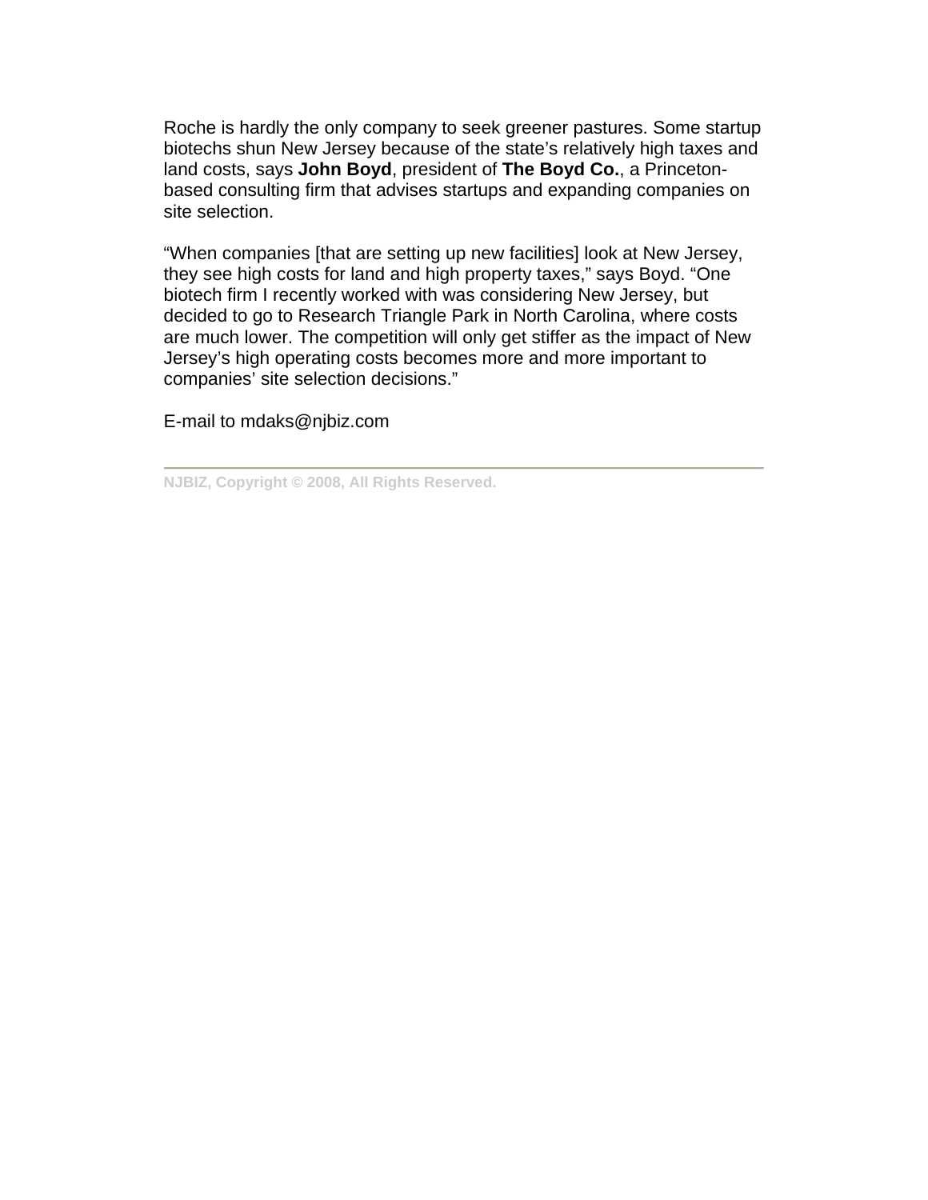Roche is hardly the only company to seek greener pastures. Some startup biotechs shun New Jersey because of the state's relatively high taxes and land costs, says **John Boyd**, president of **The Boyd Co.**, a Princeton-based consulting firm that advises startups and expanding companies on site selection.

"When companies [that are setting up new facilities] look at New Jersey, they see high costs for land and high property taxes," says Boyd. "One biotech firm I recently worked with was considering New Jersey, but decided to go to Research Triangle Park in North Carolina, where costs are much lower. The competition will only get stiffer as the impact of New Jersey's high operating costs becomes more and more important to companies' site selection decisions."

E-mail to mdaks@njbiz.com

---

**NJBIZ, Copyright © 2008, All Rights Reserved.**